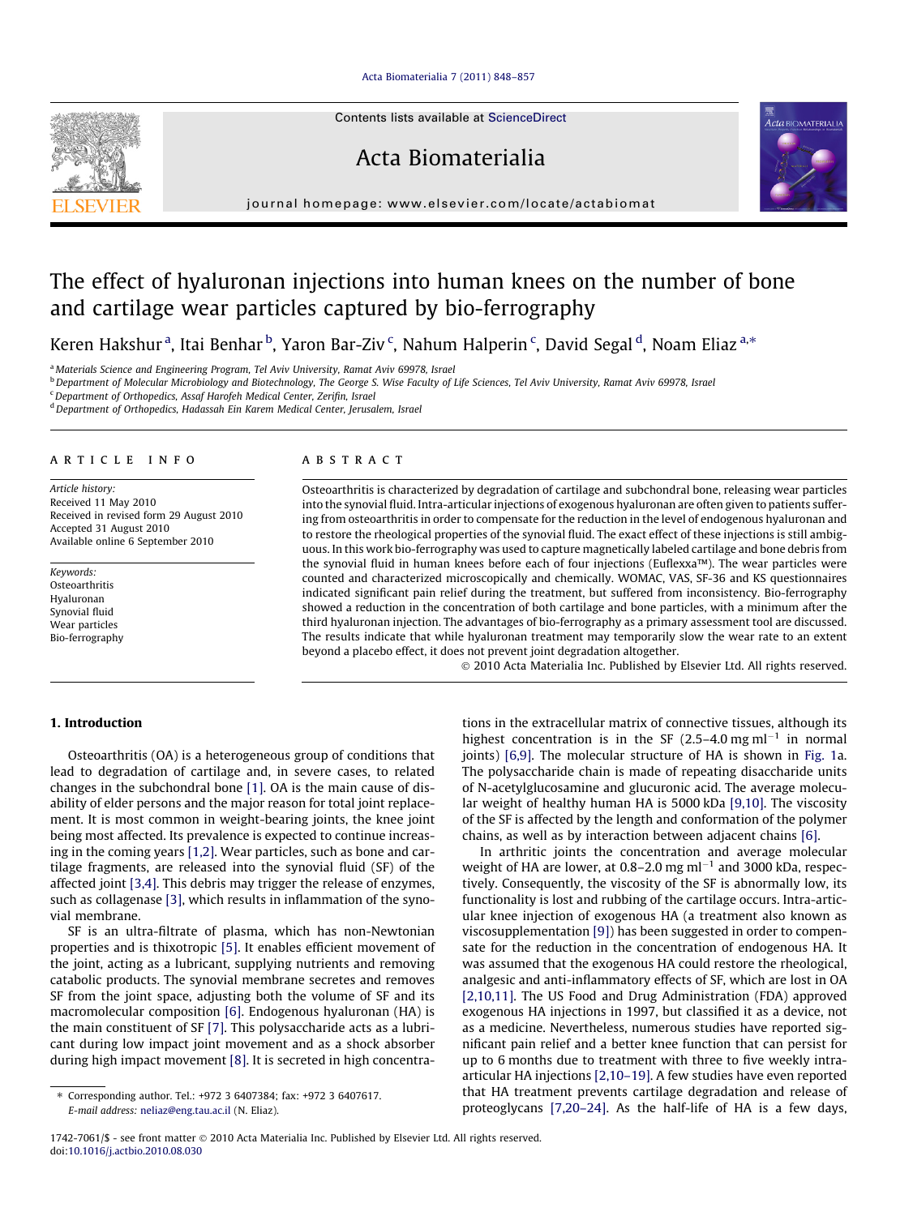# The effect of hyaluronan injections into human knees on the number of bone and cartilage wear particles captured by bio-ferrography

Keren Hakshur [a], Itai Benhar [b], Yaron Bar-Ziv [c], Nahum Halperin [c], David Segal [d], Noam Eliaz [a,*]

[a] Materials Science and Engineering Program, Tel Aviv University, Ramat Aviv 69978, Israel
[b] Department of Molecular Microbiology and Biotechnology, The George S. Wise Faculty of Life Sciences, Tel Aviv University, Ramat Aviv 69978, Israel
[c] Department of Orthopedics, Assaf Harofeh Medical Center, Zerifin, Israel
[d] Department of Orthopedics, Hadassah Ein Karem Medical Center, Jerusalem, Israel

## ARTICLE INFO

*Article history:*
Received 11 May 2010
Received in revised form 29 August 2010
Accepted 31 August 2010
Available online 6 September 2010

*Keywords:*
Osteoarthritis
Hyaluronan
Synovial fluid
Wear particles
Bio-ferrography

## ABSTRACT

Osteoarthritis is characterized by degradation of cartilage and subchondral bone, releasing wear particles into the synovial fluid. Intra-articular injections of exogenous hyaluronan are often given to patients suffering from osteoarthritis in order to compensate for the reduction in the level of endogenous hyaluronan and to restore the rheological properties of the synovial fluid. The exact effect of these injections is still ambiguous. In this work bio-ferrography was used to capture magnetically labeled cartilage and bone debris from the synovial fluid in human knees before each of four injections (Euflexxa™). The wear particles were counted and characterized microscopically and chemically. WOMAC, VAS, SF-36 and KS questionnaires indicated significant pain relief during the treatment, but suffered from inconsistency. Bio-ferrography showed a reduction in the concentration of both cartilage and bone particles, with a minimum after the third hyaluronan injection. The advantages of bio-ferrography as a primary assessment tool are discussed. The results indicate that while hyaluronan treatment may temporarily slow the wear rate to an extent beyond a placebo effect, it does not prevent joint degradation altogether.

© 2010 Acta Materialia Inc. Published by Elsevier Ltd. All rights reserved.

## 1. Introduction

Osteoarthritis (OA) is a heterogeneous group of conditions that lead to degradation of cartilage and, in severe cases, to related changes in the subchondral bone [1]. OA is the main cause of disability of elder persons and the major reason for total joint replacement. It is most common in weight-bearing joints, the knee joint being most affected. Its prevalence is expected to continue increasing in the coming years [1,2]. Wear particles, such as bone and cartilage fragments, are released into the synovial fluid (SF) of the affected joint [3,4]. This debris may trigger the release of enzymes, such as collagenase [3], which results in inflammation of the synovial membrane.

SF is an ultra-filtrate of plasma, which has non-Newtonian properties and is thixotropic [5]. It enables efficient movement of the joint, acting as a lubricant, supplying nutrients and removing catabolic products. The synovial membrane secretes and removes SF from the joint space, adjusting both the volume of SF and its macromolecular composition [6]. Endogenous hyaluronan (HA) is the main constituent of SF [7]. This polysaccharide acts as a lubricant during low impact joint movement and as a shock absorber during high impact movement [8]. It is secreted in high concentrations in the extracellular matrix of connective tissues, although its highest concentration is in the SF (2.5–4.0 mg $ml^{-1}$ in normal joints) [6,9]. The molecular structure of HA is shown in Fig. 1a. The polysaccharide chain is made of repeating disaccharide units of N-acetylglucosamine and glucuronic acid. The average molecular weight of healthy human HA is 5000 kDa [9,10]. The viscosity of the SF is affected by the length and conformation of the polymer chains, as well as by interaction between adjacent chains [6].

In arthritic joints the concentration and average molecular weight of HA are lower, at 0.8–2.0 mg $ml^{-1}$ and 3000 kDa, respectively. Consequently, the viscosity of the SF is abnormally low, its functionality is lost and rubbing of the cartilage occurs. Intra-articular knee injection of exogenous HA (a treatment also known as viscosupplementation [9]) has been suggested in order to compensate for the reduction in the concentration of endogenous HA. It was assumed that the exogenous HA could restore the rheological, analgesic and anti-inflammatory effects of SF, which are lost in OA [2,10,11]. The US Food and Drug Administration (FDA) approved exogenous HA injections in 1997, but classified it as a device, not as a medicine. Nevertheless, numerous studies have reported significant pain relief and a better knee function that can persist for up to 6 months due to treatment with three to five weekly intra-articular HA injections [2,10–19]. A few studies have even reported that HA treatment prevents cartilage degradation and release of proteoglycans [7,20–24]. As the half-life of HA is a few days,

* Corresponding author. Tel.: +972 3 6407384; fax: +972 3 6407617.
E-mail address: neliaz@eng.tau.ac.il (N. Eliaz).

1742-7061/$ - see front matter © 2010 Acta Materialia Inc. Published by Elsevier Ltd. All rights reserved.
doi:10.1016/j.actbio.2010.08.030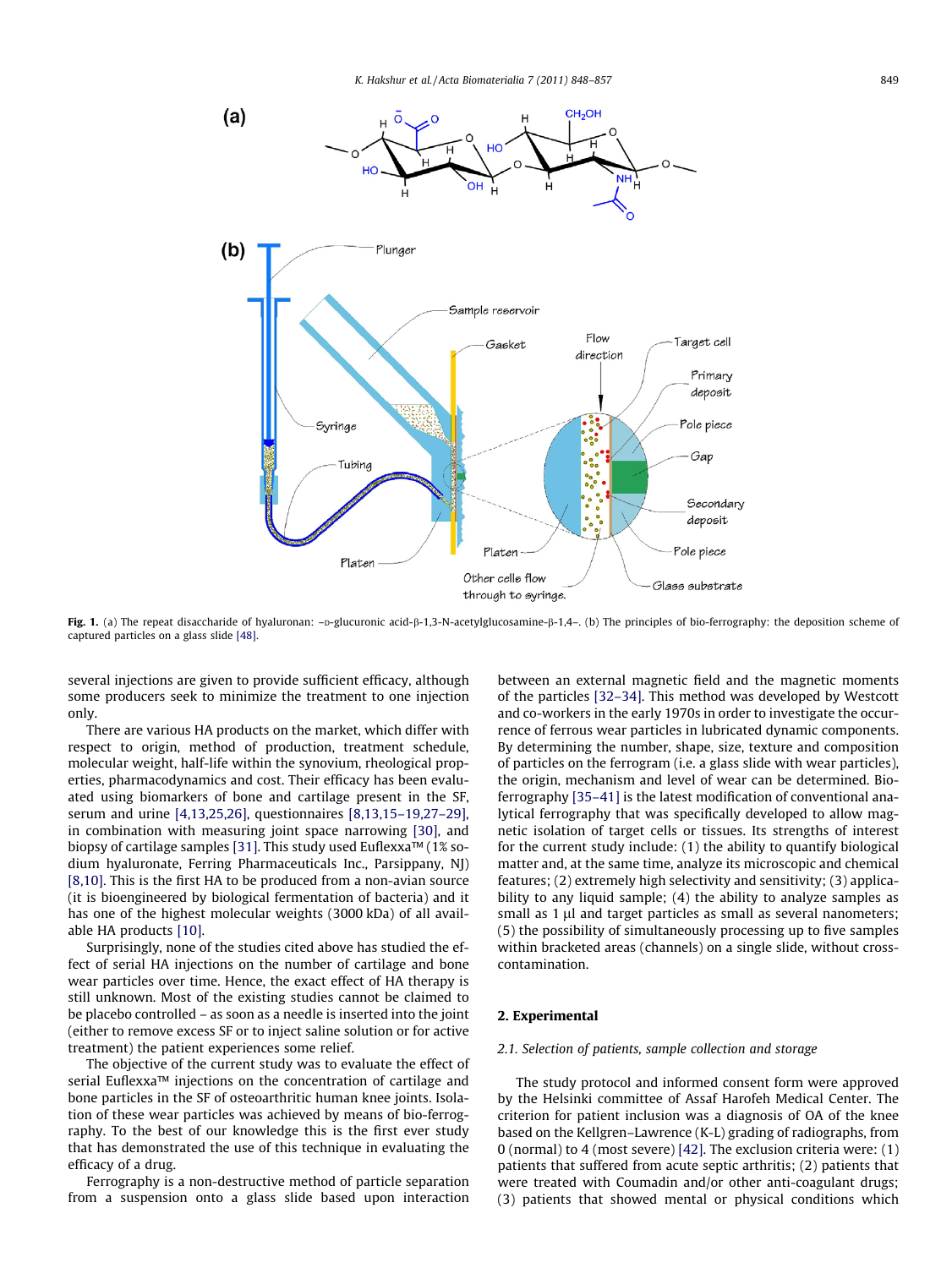Fig. 1. (a) The repeat disaccharide of hyaluronan: –D-glucuronic acid-β-1,3-N-acetylglucosamine-β-1,4–. (b) The principles of bio-ferrography: the deposition scheme of captured particles on a glass slide [48].

several injections are given to provide sufficient efficacy, although some producers seek to minimize the treatment to one injection only.

There are various HA products on the market, which differ with respect to origin, method of production, treatment schedule, molecular weight, half-life within the synovium, rheological properties, pharmacodynamics and cost. Their efficacy has been evaluated using biomarkers of bone and cartilage present in the SF, serum and urine [4,13,25,26], questionnaires [8,13,15–19,27–29], in combination with measuring joint space narrowing [30], and biopsy of cartilage samples [31]. This study used Euflexxa™ (1% sodium hyaluronate, Ferring Pharmaceuticals Inc., Parsippany, NJ) [8,10]. This is the first HA to be produced from a non-avian source (it is bioengineered by biological fermentation of bacteria) and it has one of the highest molecular weights (3000 kDa) of all available HA products [10].

Surprisingly, none of the studies cited above has studied the effect of serial HA injections on the number of cartilage and bone wear particles over time. Hence, the exact effect of HA therapy is still unknown. Most of the existing studies cannot be claimed to be placebo controlled – as soon as a needle is inserted into the joint (either to remove excess SF or to inject saline solution or for active treatment) the patient experiences some relief.

The objective of the current study was to evaluate the effect of serial Euflexxa™ injections on the concentration of cartilage and bone particles in the SF of osteoarthritic human knee joints. Isolation of these wear particles was achieved by means of bio-ferrography. To the best of our knowledge this is the first ever study that has demonstrated the use of this technique in evaluating the efficacy of a drug.

Ferrography is a non-destructive method of particle separation from a suspension onto a glass slide based upon interaction between an external magnetic field and the magnetic moments of the particles [32–34]. This method was developed by Westcott and co-workers in the early 1970s in order to investigate the occurrence of ferrous wear particles in lubricated dynamic components. By determining the number, shape, size, texture and composition of particles on the ferrogram (i.e. a glass slide with wear particles), the origin, mechanism and level of wear can be determined. Bio-ferrography [35–41] is the latest modification of conventional analytical ferrography that was specifically developed to allow magnetic isolation of target cells or tissues. Its strengths of interest for the current study include: (1) the ability to quantify biological matter and, at the same time, analyze its microscopic and chemical features; (2) extremely high selectivity and sensitivity; (3) applicability to any liquid sample; (4) the ability to analyze samples as small as 1 μl and target particles as small as several nanometers; (5) the possibility of simultaneously processing up to five samples within bracketed areas (channels) on a single slide, without cross-contamination.

## 2. Experimental

### 2.1. Selection of patients, sample collection and storage

The study protocol and informed consent form were approved by the Helsinki committee of Assaf Harofeh Medical Center. The criterion for patient inclusion was a diagnosis of OA of the knee based on the Kellgren–Lawrence (K-L) grading of radiographs, from 0 (normal) to 4 (most severe) [42]. The exclusion criteria were: (1) patients that suffered from acute septic arthritis; (2) patients that were treated with Coumadin and/or other anti-coagulant drugs; (3) patients that showed mental or physical conditions which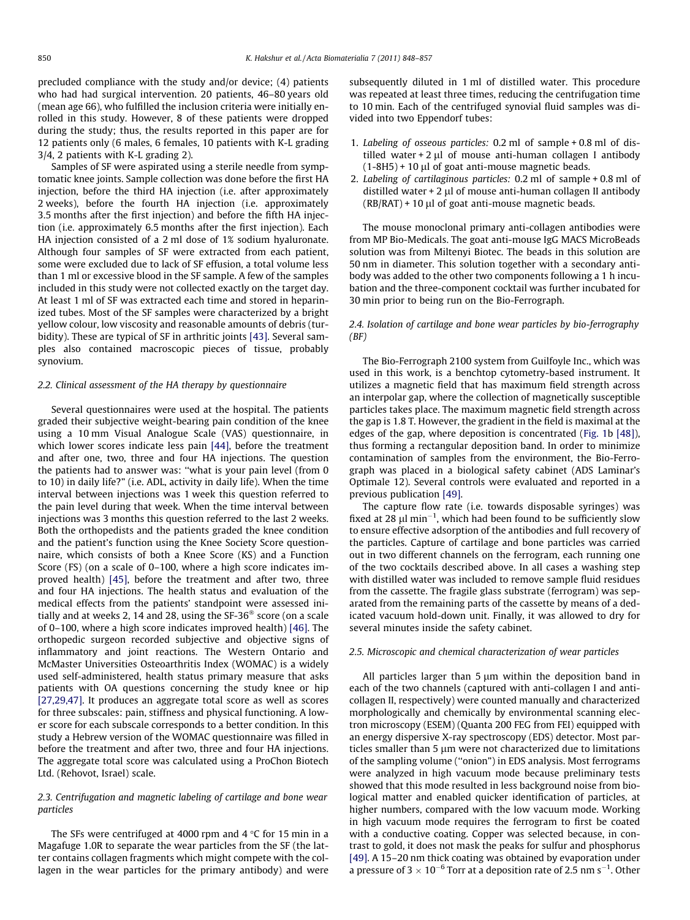precluded compliance with the study and/or device; (4) patients who had had surgical intervention. 20 patients, 46–80 years old (mean age 66), who fulfilled the inclusion criteria were initially enrolled in this study. However, 8 of these patients were dropped during the study; thus, the results reported in this paper are for 12 patients only (6 males, 6 females, 10 patients with K-L grading 3/4, 2 patients with K-L grading 2).

Samples of SF were aspirated using a sterile needle from symptomatic knee joints. Sample collection was done before the first HA injection, before the third HA injection (i.e. after approximately 2 weeks), before the fourth HA injection (i.e. approximately 3.5 months after the first injection) and before the fifth HA injection (i.e. approximately 6.5 months after the first injection). Each HA injection consisted of a 2 ml dose of 1% sodium hyaluronate. Although four samples of SF were extracted from each patient, some were excluded due to lack of SF effusion, a total volume less than 1 ml or excessive blood in the SF sample. A few of the samples included in this study were not collected exactly on the target day. At least 1 ml of SF was extracted each time and stored in heparinized tubes. Most of the SF samples were characterized by a bright yellow colour, low viscosity and reasonable amounts of debris (turbidity). These are typical of SF in arthritic joints [43]. Several samples also contained macroscopic pieces of tissue, probably synovium.

### 2.2. Clinical assessment of the HA therapy by questionnaire

Several questionnaires were used at the hospital. The patients graded their subjective weight-bearing pain condition of the knee using a 10 mm Visual Analogue Scale (VAS) questionnaire, in which lower scores indicate less pain [44], before the treatment and after one, two, three and four HA injections. The question the patients had to answer was: "what is your pain level (from 0 to 10) in daily life?" (i.e. ADL, activity in daily life). When the time interval between injections was 1 week this question referred to the pain level during that week. When the time interval between injections was 3 months this question referred to the last 2 weeks. Both the orthopedists and the patients graded the knee condition and the patient's function using the Knee Society Score questionnaire, which consists of both a Knee Score (KS) and a Function Score (FS) (on a scale of 0–100, where a high score indicates improved health) [45], before the treatment and after two, three and four HA injections. The health status and evaluation of the medical effects from the patients' standpoint were assessed initially and at weeks 2, 14 and 28, using the SF-36® score (on a scale of 0–100, where a high score indicates improved health) [46]. The orthopedic surgeon recorded subjective and objective signs of inflammatory and joint reactions. The Western Ontario and McMaster Universities Osteoarthritis Index (WOMAC) is a widely used self-administered, health status primary measure that asks patients with OA questions concerning the study knee or hip [27,29,47]. It produces an aggregate total score as well as scores for three subscales: pain, stiffness and physical functioning. A lower score for each subscale corresponds to a better condition. In this study a Hebrew version of the WOMAC questionnaire was filled in before the treatment and after two, three and four HA injections. The aggregate total score was calculated using a ProChon Biotech Ltd. (Rehovot, Israel) scale.

### 2.3. Centrifugation and magnetic labeling of cartilage and bone wear particles

The SFs were centrifuged at 4000 rpm and 4 °C for 15 min in a Magafuge 1.0R to separate the wear particles from the SF (the latter contains collagen fragments which might compete with the collagen in the wear particles for the primary antibody) and were subsequently diluted in 1 ml of distilled water. This procedure was repeated at least three times, reducing the centrifugation time to 10 min. Each of the centrifuged synovial fluid samples was divided into two Eppendorf tubes:

1. *Labeling of osseous particles:* 0.2 ml of sample + 0.8 ml of distilled water + 2 μl of mouse anti-human collagen I antibody (1-8H5) + 10 μl of goat anti-mouse magnetic beads.
2. *Labeling of cartilaginous particles:* 0.2 ml of sample + 0.8 ml of distilled water + 2 μl of mouse anti-human collagen II antibody (RB/RAT) + 10 μl of goat anti-mouse magnetic beads.

The mouse monoclonal primary anti-collagen antibodies were from MP Bio-Medicals. The goat anti-mouse IgG MACS MicroBeads solution was from Miltenyi Biotec. The beads in this solution are 50 nm in diameter. This solution together with a secondary antibody was added to the other two components following a 1 h incubation and the three-component cocktail was further incubated for 30 min prior to being run on the Bio-Ferrograph.

### 2.4. Isolation of cartilage and bone wear particles by bio-ferrography (BF)

The Bio-Ferrograph 2100 system from Guilfoyle Inc., which was used in this work, is a benchtop cytometry-based instrument. It utilizes a magnetic field that has maximum field strength across an interpolar gap, where the collection of magnetically susceptible particles takes place. The maximum magnetic field strength across the gap is 1.8 T. However, the gradient in the field is maximal at the edges of the gap, where deposition is concentrated (Fig. 1b [48]), thus forming a rectangular deposition band. In order to minimize contamination of samples from the environment, the Bio-Ferrograph was placed in a biological safety cabinet (ADS Laminar's Optimale 12). Several controls were evaluated and reported in a previous publication [49].

The capture flow rate (i.e. towards disposable syringes) was fixed at 28 μl $min^{-1}$, which had been found to be sufficiently slow to ensure effective adsorption of the antibodies and full recovery of the particles. Capture of cartilage and bone particles was carried out in two different channels on the ferrogram, each running one of the two cocktails described above. In all cases a washing step with distilled water was included to remove sample fluid residues from the cassette. The fragile glass substrate (ferrogram) was separated from the remaining parts of the cassette by means of a dedicated vacuum hold-down unit. Finally, it was allowed to dry for several minutes inside the safety cabinet.

### 2.5. Microscopic and chemical characterization of wear particles

All particles larger than 5 μm within the deposition band in each of the two channels (captured with anti-collagen I and anti-collagen II, respectively) were counted manually and characterized morphologically and chemically by environmental scanning electron microscopy (ESEM) (Quanta 200 FEG from FEI) equipped with an energy dispersive X-ray spectroscopy (EDS) detector. Most particles smaller than 5 μm were not characterized due to limitations of the sampling volume ("onion") in EDS analysis. Most ferrograms were analyzed in high vacuum mode because preliminary tests showed that this mode resulted in less background noise from biological matter and enabled quicker identification of particles, at higher numbers, compared with the low vacuum mode. Working in high vacuum mode requires the ferrogram to first be coated with a conductive coating. Copper was selected because, in contrast to gold, it does not mask the peaks for sulfur and phosphorus [49]. A 15–20 nm thick coating was obtained by evaporation under a pressure of $3 \times 10^{-6}$ Torr at a deposition rate of 2.5 nm $s^{-1}$. Other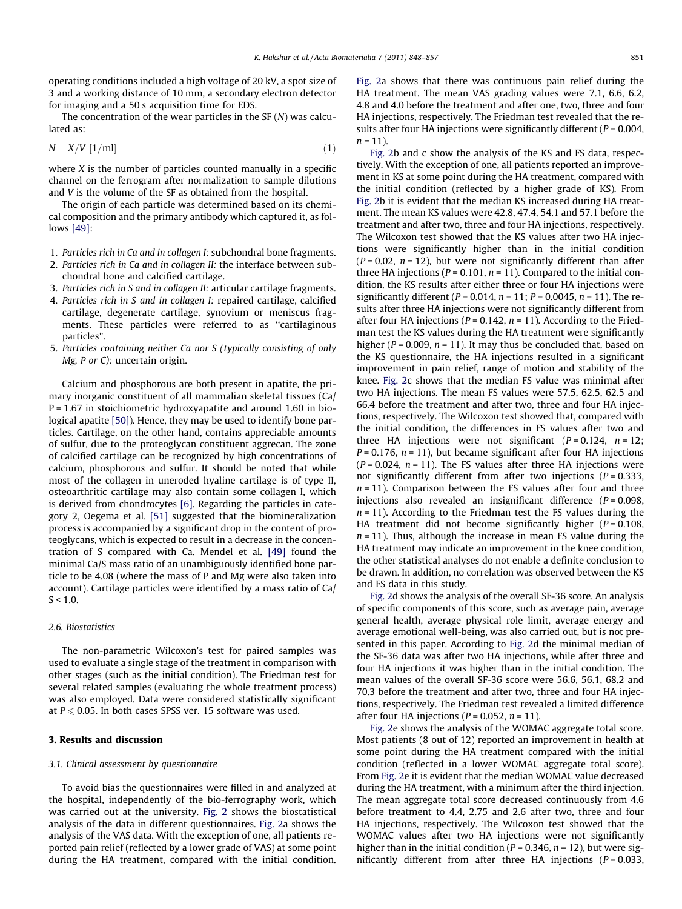operating conditions included a high voltage of 20 kV, a spot size of 3 and a working distance of 10 mm, a secondary electron detector for imaging and a 50 s acquisition time for EDS.

The concentration of the wear particles in the SF ($N$) was calculated as:

$$N = X/V \ [1/\text{ml}] \tag{1}$$

where $X$ is the number of particles counted manually in a specific channel on the ferrogram after normalization to sample dilutions and $V$ is the volume of the SF as obtained from the hospital.

The origin of each particle was determined based on its chemical composition and the primary antibody which captured it, as follows [49]:

1. *Particles rich in Ca and in collagen I:* subchondral bone fragments.
2. *Particles rich in Ca and in collagen II:* the interface between subchondral bone and calcified cartilage.
3. *Particles rich in S and in collagen II:* articular cartilage fragments.
4. *Particles rich in S and in collagen I:* repaired cartilage, calcified cartilage, degenerate cartilage, synovium or meniscus fragments. These particles were referred to as "cartilaginous particles".
5. *Particles containing neither Ca nor S (typically consisting of only Mg, P or C):* uncertain origin.

Calcium and phosphorous are both present in apatite, the primary inorganic constituent of all mammalian skeletal tissues (Ca/P = 1.67 in stoichiometric hydroxyapatite and around 1.60 in biological apatite [50]). Hence, they may be used to identify bone particles. Cartilage, on the other hand, contains appreciable amounts of sulfur, due to the proteoglycan constituent aggrecan. The zone of calcified cartilage can be recognized by high concentrations of calcium, phosphorous and sulfur. It should be noted that while most of the collagen in uneroded hyaline cartilage is of type II, osteoarthritic cartilage may also contain some collagen I, which is derived from chondrocytes [6]. Regarding the particles in category 2, Oegema et al. [51] suggested that the biomineralization process is accompanied by a significant drop in the content of proteoglycans, which is expected to result in a decrease in the concentration of S compared with Ca. Mendel et al. [49] found the minimal Ca/S mass ratio of an unambiguously identified bone particle to be 4.08 (where the mass of P and Mg were also taken into account). Cartilage particles were identified by a mass ratio of Ca/S < 1.0.

### 2.6. Biostatistics

The non-parametric Wilcoxon's test for paired samples was used to evaluate a single stage of the treatment in comparison with other stages (such as the initial condition). The Friedman test for several related samples (evaluating the whole treatment process) was also employed. Data were considered statistically significant at $P \leqslant 0.05$. In both cases SPSS ver. 15 software was used.

## 3. Results and discussion

### 3.1. Clinical assessment by questionnaire

To avoid bias the questionnaires were filled in and analyzed at the hospital, independently of the bio-ferrography work, which was carried out at the university. Fig. 2 shows the biostatistical analysis of the data in different questionnaires. Fig. 2a shows the analysis of the VAS data. With the exception of one, all patients reported pain relief (reflected by a lower grade of VAS) at some point during the HA treatment, compared with the initial condition. Fig. 2a shows that there was continuous pain relief during the HA treatment. The mean VAS grading values were 7.1, 6.6, 6.2, 4.8 and 4.0 before the treatment and after one, two, three and four HA injections, respectively. The Friedman test revealed that the results after four HA injections were significantly different ($P = 0.004$, $n = 11$).

Fig. 2b and c show the analysis of the KS and FS data, respectively. With the exception of one, all patients reported an improvement in KS at some point during the HA treatment, compared with the initial condition (reflected by a higher grade of KS). From Fig. 2b it is evident that the median KS increased during HA treatment. The mean KS values were 42.8, 47.4, 54.1 and 57.1 before the treatment and after two, three and four HA injections, respectively. The Wilcoxon test showed that the KS values after two HA injections were significantly higher than in the initial condition ($P = 0.02$, $n = 12$), but were not significantly different than after three HA injections ($P = 0.101$, $n = 11$). Compared to the initial condition, the KS results after either three or four HA injections were significantly different ($P = 0.014$, $n = 11$; $P = 0.0045$, $n = 11$). The results after three HA injections were not significantly different from after four HA injections ($P = 0.142$, $n = 11$). According to the Friedman test the KS values during the HA treatment were significantly higher ($P = 0.009$, $n = 11$). It may thus be concluded that, based on the KS questionnaire, the HA injections resulted in a significant improvement in pain relief, range of motion and stability of the knee. Fig. 2c shows that the median FS value was minimal after two HA injections. The mean FS values were 57.5, 62.5, 62.5 and 66.4 before the treatment and after two, three and four HA injections, respectively. The Wilcoxon test showed that, compared with the initial condition, the differences in FS values after two and three HA injections were not significant ($P = 0.124$, $n = 12$; $P = 0.176$, $n = 11$), but became significant after four HA injections ($P = 0.024$, $n = 11$). The FS values after three HA injections were not significantly different from after two injections ($P = 0.333$, $n = 11$). Comparison between the FS values after four and three injections also revealed an insignificant difference ($P = 0.098$, $n = 11$). According to the Friedman test the FS values during the HA treatment did not become significantly higher ($P = 0.108$, $n = 11$). Thus, although the increase in mean FS value during the HA treatment may indicate an improvement in the knee condition, the other statistical analyses do not enable a definite conclusion to be drawn. In addition, no correlation was observed between the KS and FS data in this study.

Fig. 2d shows the analysis of the overall SF-36 score. An analysis of specific components of this score, such as average pain, average general health, average physical role limit, average energy and average emotional well-being, was also carried out, but is not presented in this paper. According to Fig. 2d the minimal median of the SF-36 data was after two HA injections, while after three and four HA injections it was higher than in the initial condition. The mean values of the overall SF-36 score were 56.6, 56.1, 68.2 and 70.3 before the treatment and after two, three and four HA injections, respectively. The Friedman test revealed a limited difference after four HA injections ($P = 0.052$, $n = 11$).

Fig. 2e shows the analysis of the WOMAC aggregate total score. Most patients (8 out of 12) reported an improvement in health at some point during the HA treatment compared with the initial condition (reflected in a lower WOMAC aggregate total score). From Fig. 2e it is evident that the median WOMAC value decreased during the HA treatment, with a minimum after the third injection. The mean aggregate total score decreased continuously from 4.6 before treatment to 4.4, 2.75 and 2.6 after two, three and four HA injections, respectively. The Wilcoxon test showed that the WOMAC values after two HA injections were not significantly higher than in the initial condition ($P = 0.346$, $n = 12$), but were significantly different from after three HA injections ($P = 0.033$,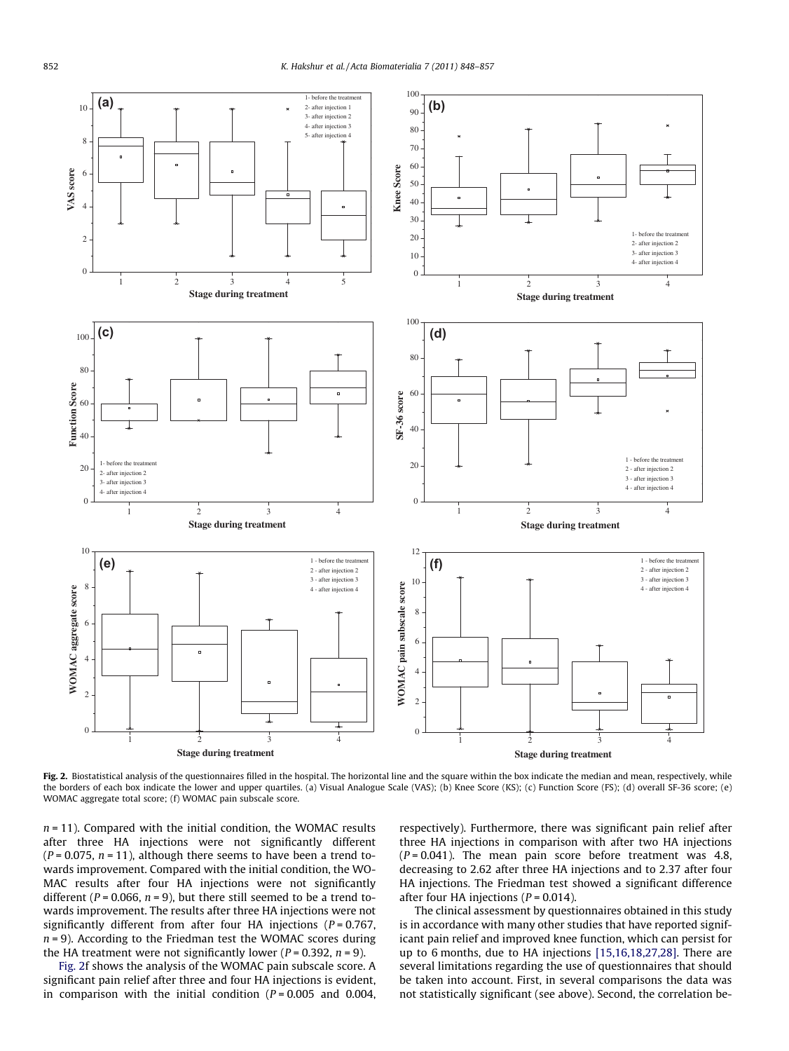Fig. 2. Biostatistical analysis of the questionnaires filled in the hospital. The horizontal line and the square within the box indicate the median and mean, respectively, while the borders of each box indicate the lower and upper quartiles. (a) Visual Analogue Scale (VAS); (b) Knee Score (KS); (c) Function Score (FS); (d) overall SF-36 score; (e) WOMAC aggregate total score; (f) WOMAC pain subscale score.

$n = 11$). Compared with the initial condition, the WOMAC results after three HA injections were not significantly different ($P = 0.075$, $n = 11$), although there seems to have been a trend towards improvement. Compared with the initial condition, the WOMAC results after four HA injections were not significantly different ($P = 0.066$, $n = 9$), but there still seemed to be a trend towards improvement. The results after three HA injections were not significantly different from after four HA injections ($P = 0.767$, $n = 9$). According to the Friedman test the WOMAC scores during the HA treatment were not significantly lower ($P = 0.392$, $n = 9$).

Fig. 2f shows the analysis of the WOMAC pain subscale score. A significant pain relief after three and four HA injections is evident, in comparison with the initial condition ($P = 0.005$ and $0.004$, respectively). Furthermore, there was significant pain relief after three HA injections in comparison with after two HA injections ($P = 0.041$). The mean pain score before treatment was 4.8, decreasing to 2.62 after three HA injections and to 2.37 after four HA injections. The Friedman test showed a significant difference after four HA injections ($P = 0.014$).

The clinical assessment by questionnaires obtained in this study is in accordance with many other studies that have reported significant pain relief and improved knee function, which can persist for up to 6 months, due to HA injections [15,16,18,27,28]. There are several limitations regarding the use of questionnaires that should be taken into account. First, in several comparisons the data was not statistically significant (see above). Second, the correlation be-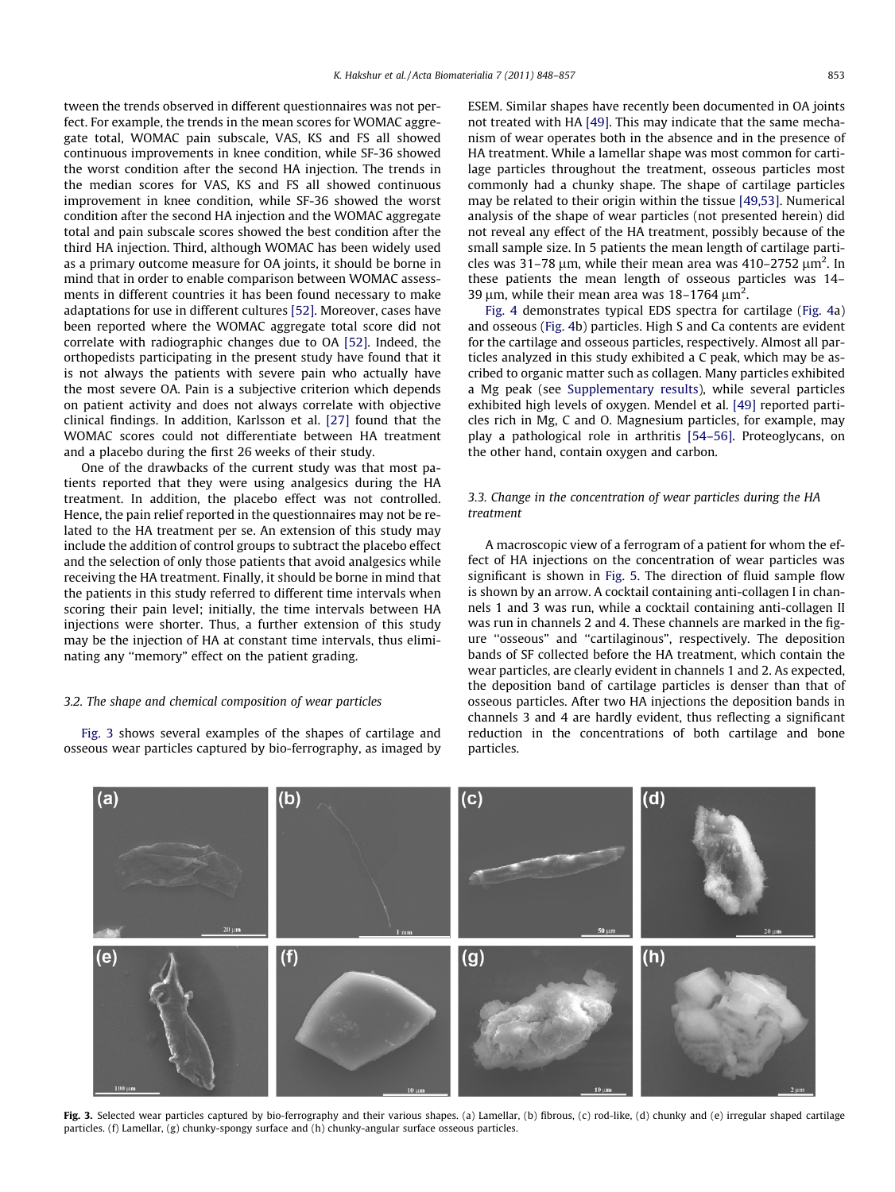tween the trends observed in different questionnaires was not perfect. For example, the trends in the mean scores for WOMAC aggregate total, WOMAC pain subscale, VAS, KS and FS all showed continuous improvements in knee condition, while SF-36 showed the worst condition after the second HA injection. The trends in the median scores for VAS, KS and FS all showed continuous improvement in knee condition, while SF-36 showed the worst condition after the second HA injection and the WOMAC aggregate total and pain subscale scores showed the best condition after the third HA injection. Third, although WOMAC has been widely used as a primary outcome measure for OA joints, it should be borne in mind that in order to enable comparison between WOMAC assessments in different countries it has been found necessary to make adaptations for use in different cultures [52]. Moreover, cases have been reported where the WOMAC aggregate total score did not correlate with radiographic changes due to OA [52]. Indeed, the orthopedists participating in the present study have found that it is not always the patients with severe pain who actually have the most severe OA. Pain is a subjective criterion which depends on patient activity and does not always correlate with objective clinical findings. In addition, Karlsson et al. [27] found that the WOMAC scores could not differentiate between HA treatment and a placebo during the first 26 weeks of their study.

One of the drawbacks of the current study was that most patients reported that they were using analgesics during the HA treatment. In addition, the placebo effect was not controlled. Hence, the pain relief reported in the questionnaires may not be related to the HA treatment per se. An extension of this study may include the addition of control groups to subtract the placebo effect and the selection of only those patients that avoid analgesics while receiving the HA treatment. Finally, it should be borne in mind that the patients in this study referred to different time intervals when scoring their pain level; initially, the time intervals between HA injections were shorter. Thus, a further extension of this study may be the injection of HA at constant time intervals, thus eliminating any "memory" effect on the patient grading.

### 3.2. The shape and chemical composition of wear particles

Fig. 3 shows several examples of the shapes of cartilage and osseous wear particles captured by bio-ferrography, as imaged by ESEM. Similar shapes have recently been documented in OA joints not treated with HA [49]. This may indicate that the same mechanism of wear operates both in the absence and in the presence of HA treatment. While a lamellar shape was most common for cartilage particles throughout the treatment, osseous particles most commonly had a chunky shape. The shape of cartilage particles may be related to their origin within the tissue [49,53]. Numerical analysis of the shape of wear particles (not presented herein) did not reveal any effect of the HA treatment, possibly because of the small sample size. In 5 patients the mean length of cartilage particles was 31–78 μm, while their mean area was 410–2752 μm$^2$. In these patients the mean length of osseous particles was 14–39 μm, while their mean area was 18–1764 μm$^2$.

Fig. 4 demonstrates typical EDS spectra for cartilage (Fig. 4a) and osseous (Fig. 4b) particles. High S and Ca contents are evident for the cartilage and osseous particles, respectively. Almost all particles analyzed in this study exhibited a C peak, which may be ascribed to organic matter such as collagen. Many particles exhibited a Mg peak (see Supplementary results), while several particles exhibited high levels of oxygen. Mendel et al. [49] reported particles rich in Mg, C and O. Magnesium particles, for example, may play a pathological role in arthritis [54–56]. Proteoglycans, on the other hand, contain oxygen and carbon.

### 3.3. Change in the concentration of wear particles during the HA treatment

A macroscopic view of a ferrogram of a patient for whom the effect of HA injections on the concentration of wear particles was significant is shown in Fig. 5. The direction of fluid sample flow is shown by an arrow. A cocktail containing anti-collagen I in channels 1 and 3 was run, while a cocktail containing anti-collagen II was run in channels 2 and 4. These channels are marked in the figure "osseous" and "cartilaginous", respectively. The deposition bands of SF collected before the HA treatment, which contain the wear particles, are clearly evident in channels 1 and 2. As expected, the deposition band of cartilage particles is denser than that of osseous particles. After two HA injections the deposition bands in channels 3 and 4 are hardly evident, thus reflecting a significant reduction in the concentrations of both cartilage and bone particles.

**Fig. 3.** Selected wear particles captured by bio-ferrography and their various shapes. (a) Lamellar, (b) fibrous, (c) rod-like, (d) chunky and (e) irregular shaped cartilage particles. (f) Lamellar, (g) chunky-spongy surface and (h) chunky-angular surface osseous particles.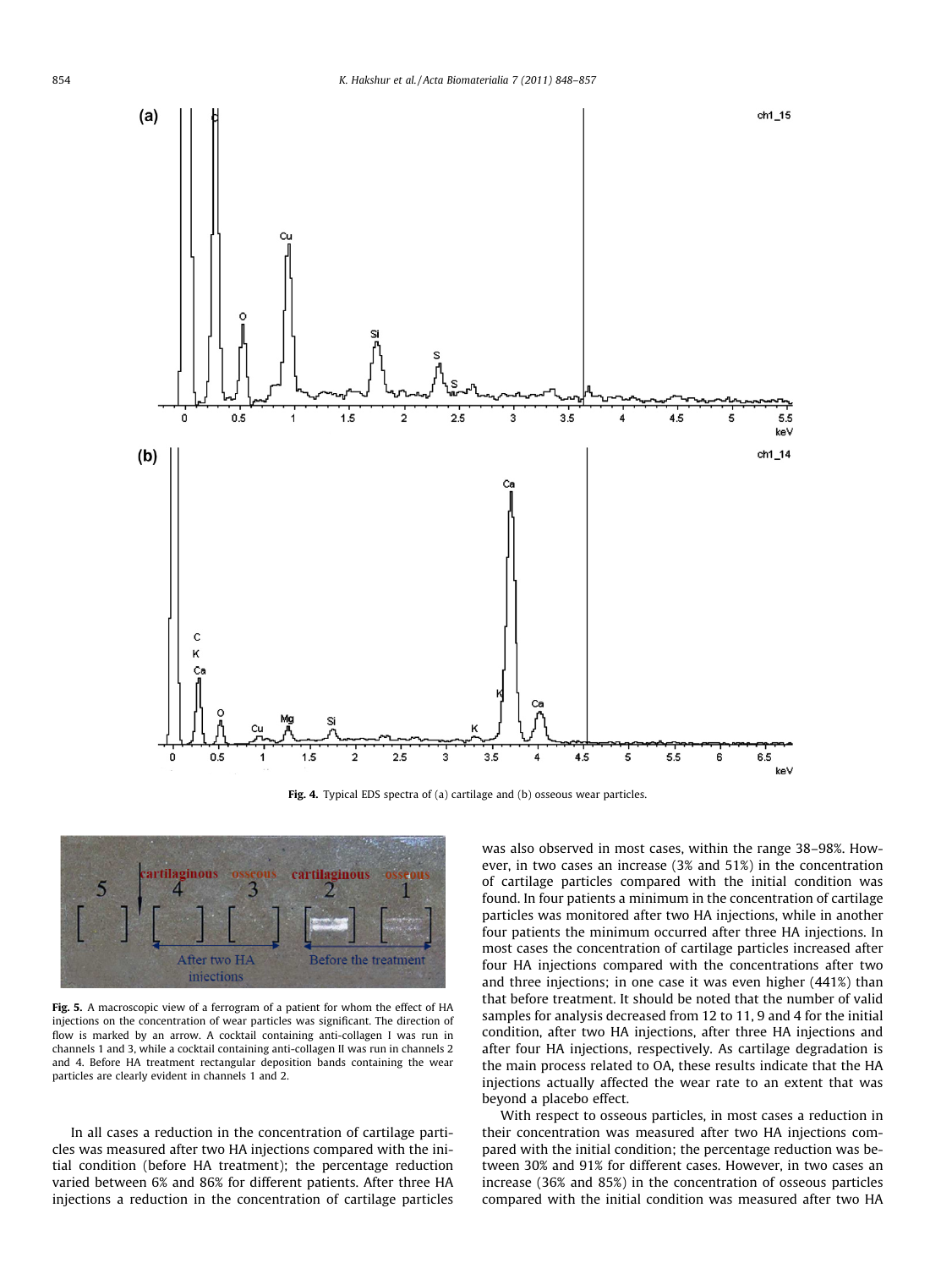Fig. 4. Typical EDS spectra of (a) cartilage and (b) osseous wear particles.

Fig. 5. A macroscopic view of a ferrogram of a patient for whom the effect of HA injections on the concentration of wear particles was significant. The direction of flow is marked by an arrow. A cocktail containing anti-collagen I was run in channels 1 and 3, while a cocktail containing anti-collagen II was run in channels 2 and 4. Before HA treatment rectangular deposition bands containing the wear particles are clearly evident in channels 1 and 2.

In all cases a reduction in the concentration of cartilage particles was measured after two HA injections compared with the initial condition (before HA treatment); the percentage reduction varied between 6% and 86% for different patients. After three HA injections a reduction in the concentration of cartilage particles was also observed in most cases, within the range 38–98%. However, in two cases an increase (3% and 51%) in the concentration of cartilage particles compared with the initial condition was found. In four patients a minimum in the concentration of cartilage particles was monitored after two HA injections, while in another four patients the minimum occurred after three HA injections. In most cases the concentration of cartilage particles increased after four HA injections compared with the concentrations after two and three injections; in one case it was even higher (441%) than that before treatment. It should be noted that the number of valid samples for analysis decreased from 12 to 11, 9 and 4 for the initial condition, after two HA injections, after three HA injections and after four HA injections, respectively. As cartilage degradation is the main process related to OA, these results indicate that the HA injections actually affected the wear rate to an extent that was beyond a placebo effect.

With respect to osseous particles, in most cases a reduction in their concentration was measured after two HA injections compared with the initial condition; the percentage reduction was between 30% and 91% for different cases. However, in two cases an increase (36% and 85%) in the concentration of osseous particles compared with the initial condition was measured after two HA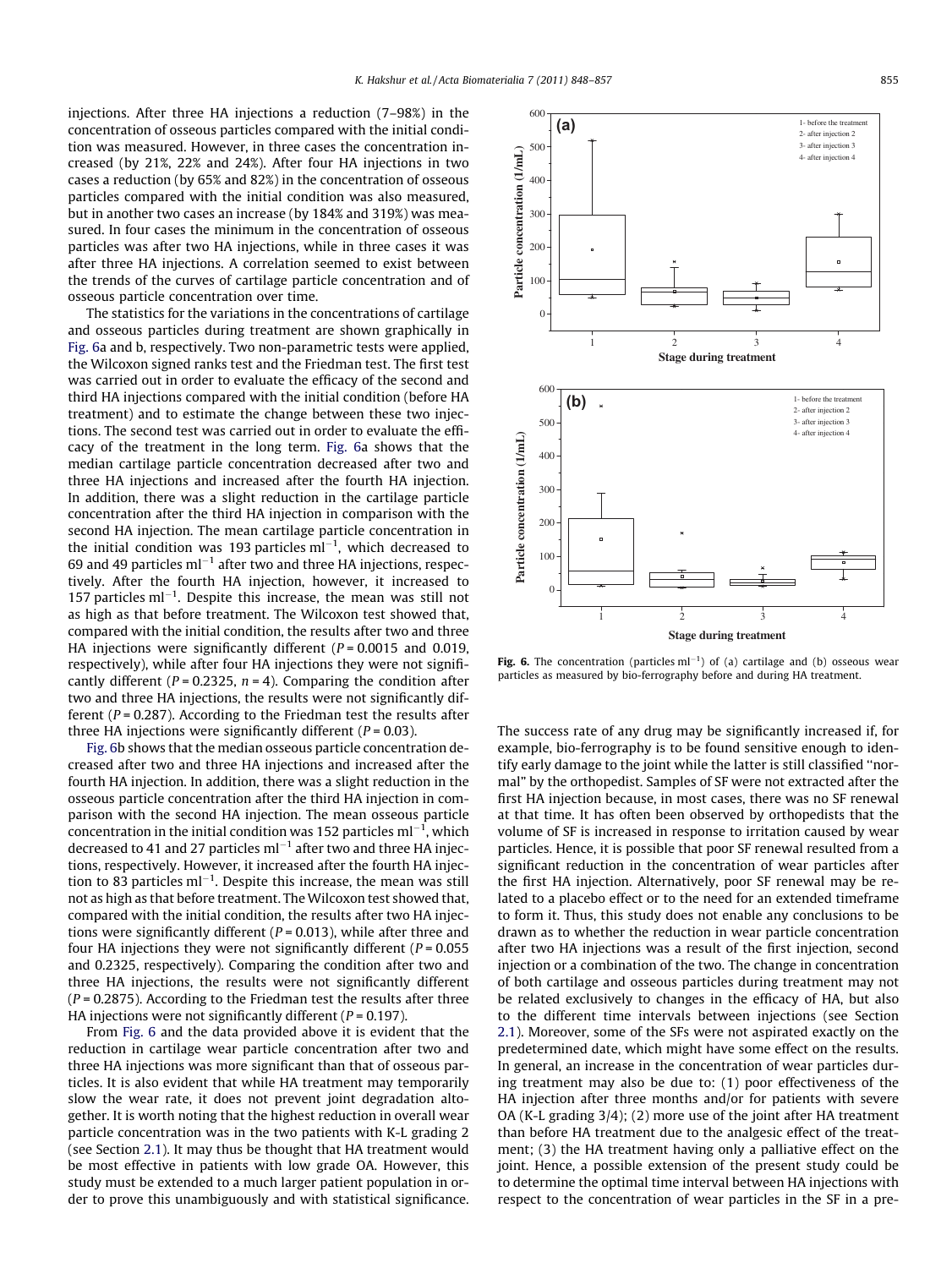injections. After three HA injections a reduction (7–98%) in the concentration of osseous particles compared with the initial condition was measured. However, in three cases the concentration increased (by 21%, 22% and 24%). After four HA injections in two cases a reduction (by 65% and 82%) in the concentration of osseous particles compared with the initial condition was also measured, but in another two cases an increase (by 184% and 319%) was measured. In four cases the minimum in the concentration of osseous particles was after two HA injections, while in three cases it was after three HA injections. A correlation seemed to exist between the trends of the curves of cartilage particle concentration and of osseous particle concentration over time.

The statistics for the variations in the concentrations of cartilage and osseous particles during treatment are shown graphically in Fig. 6a and b, respectively. Two non-parametric tests were applied, the Wilcoxon signed ranks test and the Friedman test. The first test was carried out in order to evaluate the efficacy of the second and third HA injections compared with the initial condition (before HA treatment) and to estimate the change between these two injections. The second test was carried out in order to evaluate the efficacy of the treatment in the long term. Fig. 6a shows that the median cartilage particle concentration decreased after two and three HA injections and increased after the fourth HA injection. In addition, there was a slight reduction in the cartilage particle concentration after the third HA injection in comparison with the second HA injection. The mean cartilage particle concentration in the initial condition was 193 particles $ml^{-1}$, which decreased to 69 and 49 particles $ml^{-1}$ after two and three HA injections, respectively. After the fourth HA injection, however, it increased to 157 particles $ml^{-1}$. Despite this increase, the mean was still not as high as that before treatment. The Wilcoxon test showed that, compared with the initial condition, the results after two and three HA injections were significantly different ($P = 0.0015$ and 0.019, respectively), while after four HA injections they were not significantly different ($P = 0.2325$, $n = 4$). Comparing the condition after two and three HA injections, the results were not significantly different ($P = 0.287$). According to the Friedman test the results after three HA injections were significantly different ($P = 0.03$).

Fig. 6b shows that the median osseous particle concentration decreased after two and three HA injections and increased after the fourth HA injection. In addition, there was a slight reduction in the osseous particle concentration after the third HA injection in comparison with the second HA injection. The mean osseous particle concentration in the initial condition was 152 particles $ml^{-1}$, which decreased to 41 and 27 particles $ml^{-1}$ after two and three HA injections, respectively. However, it increased after the fourth HA injection to 83 particles $ml^{-1}$. Despite this increase, the mean was still not as high as that before treatment. The Wilcoxon test showed that, compared with the initial condition, the results after two HA injections were significantly different ($P = 0.013$), while after three and four HA injections they were not significantly different ($P = 0.055$ and 0.2325, respectively). Comparing the condition after two and three HA injections, the results were not significantly different ($P = 0.2875$). According to the Friedman test the results after three HA injections were not significantly different ($P = 0.197$).

From Fig. 6 and the data provided above it is evident that the reduction in cartilage wear particle concentration after two and three HA injections was more significant than that of osseous particles. It is also evident that while HA treatment may temporarily slow the wear rate, it does not prevent joint degradation altogether. It is worth noting that the highest reduction in overall wear particle concentration was in the two patients with K-L grading 2 (see Section 2.1). It may thus be thought that HA treatment would be most effective in patients with low grade OA. However, this study must be extended to a much larger patient population in order to prove this unambiguously and with statistical significance.

**Fig. 6.** The concentration (particles $ml^{-1}$) of (a) cartilage and (b) osseous wear particles as measured by bio-ferrography before and during HA treatment.

The success rate of any drug may be significantly increased if, for example, bio-ferrography is to be found sensitive enough to identify early damage to the joint while the latter is still classified "normal" by the orthopedist. Samples of SF were not extracted after the first HA injection because, in most cases, there was no SF renewal at that time. It has often been observed by orthopedists that the volume of SF is increased in response to irritation caused by wear particles. Hence, it is possible that poor SF renewal resulted from a significant reduction in the concentration of wear particles after the first HA injection. Alternatively, poor SF renewal may be related to a placebo effect or to the need for an extended timeframe to form it. Thus, this study does not enable any conclusions to be drawn as to whether the reduction in wear particle concentration after two HA injections was a result of the first injection, second injection or a combination of the two. The change in concentration of both cartilage and osseous particles during treatment may not be related exclusively to changes in the efficacy of HA, but also to the different time intervals between injections (see Section 2.1). Moreover, some of the SFs were not aspirated exactly on the predetermined date, which might have some effect on the results. In general, an increase in the concentration of wear particles during treatment may also be due to: (1) poor effectiveness of the HA injection after three months and/or for patients with severe OA (K-L grading 3/4); (2) more use of the joint after HA treatment than before HA treatment due to the analgesic effect of the treatment; (3) the HA treatment having only a palliative effect on the joint. Hence, a possible extension of the present study could be to determine the optimal time interval between HA injections with respect to the concentration of wear particles in the SF in a pre-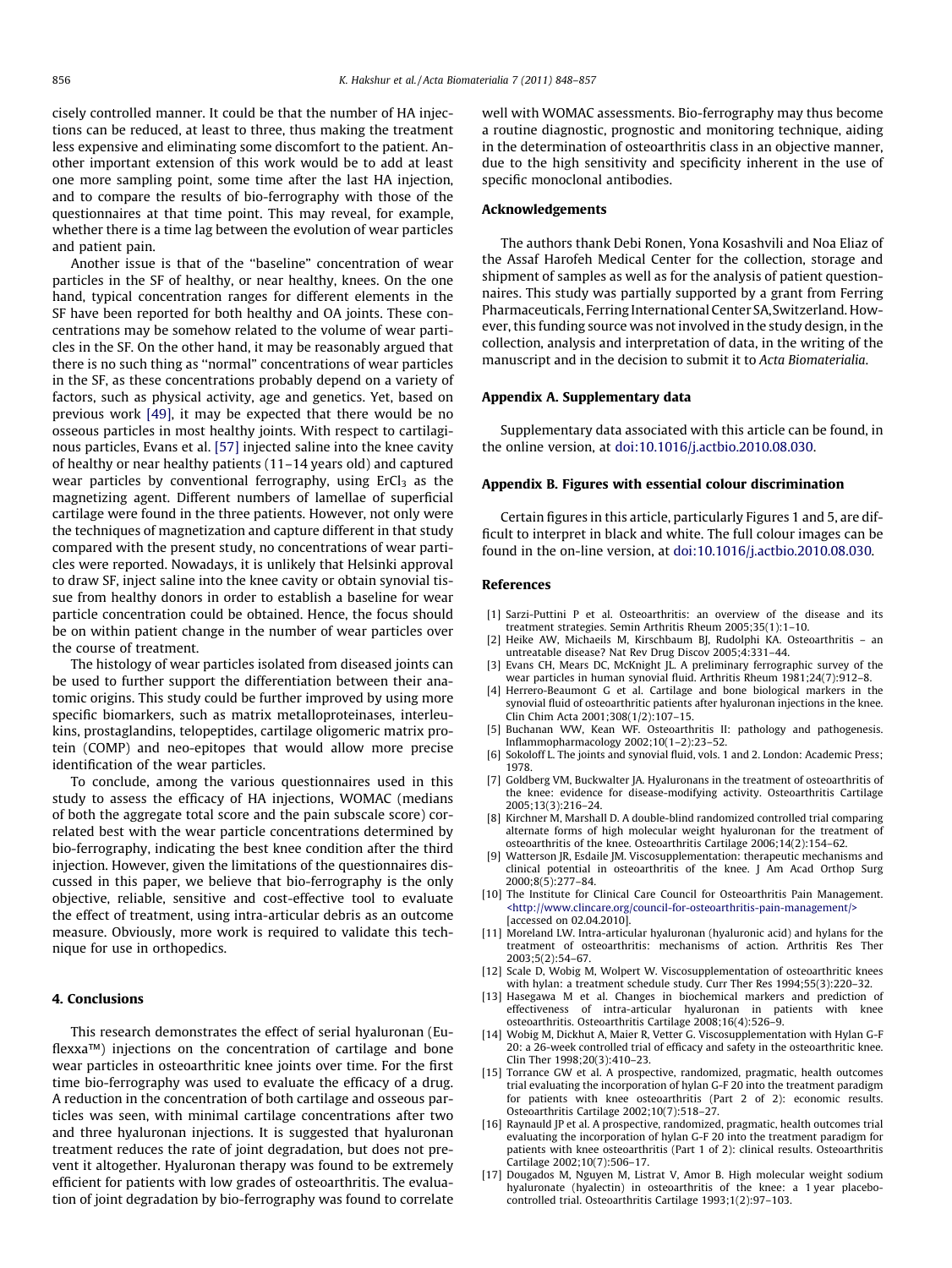cisely controlled manner. It could be that the number of HA injections can be reduced, at least to three, thus making the treatment less expensive and eliminating some discomfort to the patient. Another important extension of this work would be to add at least one more sampling point, some time after the last HA injection, and to compare the results of bio-ferrography with those of the questionnaires at that time point. This may reveal, for example, whether there is a time lag between the evolution of wear particles and patient pain.

Another issue is that of the "baseline" concentration of wear particles in the SF of healthy, or near healthy, knees. On the one hand, typical concentration ranges for different elements in the SF have been reported for both healthy and OA joints. These concentrations may be somehow related to the volume of wear particles in the SF. On the other hand, it may be reasonably argued that there is no such thing as "normal" concentrations of wear particles in the SF, as these concentrations probably depend on a variety of factors, such as physical activity, age and genetics. Yet, based on previous work [49], it may be expected that there would be no osseous particles in most healthy joints. With respect to cartilaginous particles, Evans et al. [57] injected saline into the knee cavity of healthy or near healthy patients (11–14 years old) and captured wear particles by conventional ferrography, using $ErCl_3$ as the magnetizing agent. Different numbers of lamellae of superficial cartilage were found in the three patients. However, not only were the techniques of magnetization and capture different in that study compared with the present study, no concentrations of wear particles were reported. Nowadays, it is unlikely that Helsinki approval to draw SF, inject saline into the knee cavity or obtain synovial tissue from healthy donors in order to establish a baseline for wear particle concentration could be obtained. Hence, the focus should be on within patient change in the number of wear particles over the course of treatment.

The histology of wear particles isolated from diseased joints can be used to further support the differentiation between their anatomic origins. This study could be further improved by using more specific biomarkers, such as matrix metalloproteinases, interleukins, prostaglandins, telopeptides, cartilage oligomeric matrix protein (COMP) and neo-epitopes that would allow more precise identification of the wear particles.

To conclude, among the various questionnaires used in this study to assess the efficacy of HA injections, WOMAC (medians of both the aggregate total score and the pain subscale score) correlated best with the wear particle concentrations determined by bio-ferrography, indicating the best knee condition after the third injection. However, given the limitations of the questionnaires discussed in this paper, we believe that bio-ferrography is the only objective, reliable, sensitive and cost-effective tool to evaluate the effect of treatment, using intra-articular debris as an outcome measure. Obviously, more work is required to validate this technique for use in orthopedics.

## 4. Conclusions

This research demonstrates the effect of serial hyaluronan (Euflexxa™) injections on the concentration of cartilage and bone wear particles in osteoarthritic knee joints over time. For the first time bio-ferrography was used to evaluate the efficacy of a drug. A reduction in the concentration of both cartilage and osseous particles was seen, with minimal cartilage concentrations after two and three hyaluronan injections. It is suggested that hyaluronan treatment reduces the rate of joint degradation, but does not prevent it altogether. Hyaluronan therapy was found to be extremely efficient for patients with low grades of osteoarthritis. The evaluation of joint degradation by bio-ferrography was found to correlate well with WOMAC assessments. Bio-ferrography may thus become a routine diagnostic, prognostic and monitoring technique, aiding in the determination of osteoarthritis class in an objective manner, due to the high sensitivity and specificity inherent in the use of specific monoclonal antibodies.

## Acknowledgements

The authors thank Debi Ronen, Yona Kosashvili and Noa Eliaz of the Assaf Harofeh Medical Center for the collection, storage and shipment of samples as well as for the analysis of patient questionnaires. This study was partially supported by a grant from Ferring Pharmaceuticals, Ferring International Center SA, Switzerland. However, this funding source was not involved in the study design, in the collection, analysis and interpretation of data, in the writing of the manuscript and in the decision to submit it to *Acta Biomaterialia*.

## Appendix A. Supplementary data

Supplementary data associated with this article can be found, in the online version, at doi:10.1016/j.actbio.2010.08.030.

## Appendix B. Figures with essential colour discrimination

Certain figures in this article, particularly Figures 1 and 5, are difficult to interpret in black and white. The full colour images can be found in the on-line version, at doi:10.1016/j.actbio.2010.08.030.

## References

[1] Sarzi-Puttini P et al. Osteoarthritis: an overview of the disease and its treatment strategies. Semin Arthritis Rheum 2005;35(1):1–10.
[2] Heike AW, Michaeils M, Kirschbaum BJ, Rudolphi KA. Osteoarthritis – an untreatable disease? Nat Rev Drug Discov 2005;4:331–44.
[3] Evans CH, Mears DC, McKnight JL. A preliminary ferrographic survey of the wear particles in human synovial fluid. Arthritis Rheum 1981;24(7):912–8.
[4] Herrero-Beaumont G et al. Cartilage and bone biological markers in the synovial fluid of osteoarthritic patients after hyaluronan injections in the knee. Clin Chim Acta 2001;308(1/2):107–15.
[5] Buchanan WW, Kean WF. Osteoarthritis II: pathology and pathogenesis. Inflammopharmacology 2002;10(1–2):23–52.
[6] Sokoloff L. The joints and synovial fluid, vols. 1 and 2. London: Academic Press; 1978.
[7] Goldberg VM, Buckwalter JA. Hyaluronans in the treatment of osteoarthritis of the knee: evidence for disease-modifying activity. Osteoarthritis Cartilage 2005;13(3):216–24.
[8] Kirchner M, Marshall D. A double-blind randomized controlled trial comparing alternate forms of high molecular weight hyaluronan for the treatment of osteoarthritis of the knee. Osteoarthritis Cartilage 2006;14(2):154–62.
[9] Watterson JR, Esdaile JM. Viscosupplementation: therapeutic mechanisms and clinical potential in osteoarthritis of the knee. J Am Acad Orthop Surg 2000;8(5):277–84.
[10] The Institute for Clinical Care Council for Osteoarthritis Pain Management. <http://www.clincare.org/council-for-osteoarthritis-pain-management/> [accessed on 02.04.2010].
[11] Moreland LW. Intra-articular hyaluronan (hyaluronic acid) and hylans for the treatment of osteoarthritis: mechanisms of action. Arthritis Res Ther 2003;5(2):54–67.
[12] Scale D, Wobig M, Wolpert W. Viscosupplementation of osteoarthritic knees with hylan: a treatment schedule study. Curr Ther Res 1994;55(3):220–32.
[13] Hasegawa M et al. Changes in biochemical markers and prediction of effectiveness of intra-articular hyaluronan in patients with knee osteoarthritis. Osteoarthritis Cartilage 2008;16(4):526–9.
[14] Wobig M, Dickhut A, Maier R, Vetter G. Viscosupplementation with Hylan G-F 20: a 26-week controlled trial of efficacy and safety in the osteoarthritic knee. Clin Ther 1998;20(3):410–23.
[15] Torrance GW et al. A prospective, randomized, pragmatic, health outcomes trial evaluating the incorporation of hylan G-F 20 into the treatment paradigm for patients with knee osteoarthritis (Part 2 of 2): economic results. Osteoarthritis Cartilage 2002;10(7):518–27.
[16] Raynauld JP et al. A prospective, randomized, pragmatic, health outcomes trial evaluating the incorporation of hylan G-F 20 into the treatment paradigm for patients with knee osteoarthritis (Part 1 of 2): clinical results. Osteoarthritis Cartilage 2002;10(7):506–17.
[17] Dougados M, Nguyen M, Listrat V, Amor B. High molecular weight sodium hyaluronate (hyalectin) in osteoarthritis of the knee: a 1 year placebo-controlled trial. Osteoarthritis Cartilage 1993;1(2):97–103.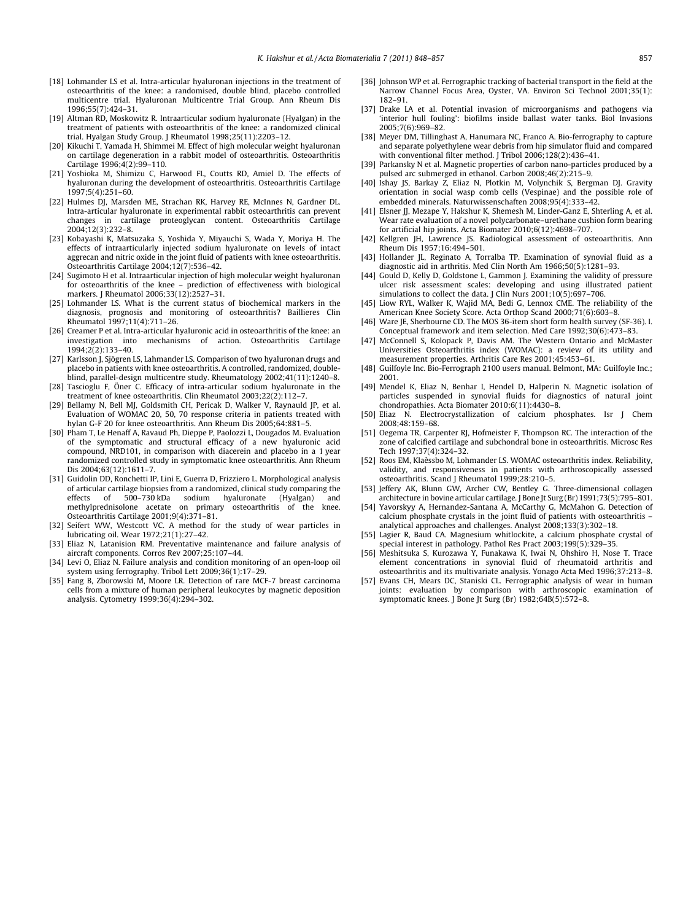[18] Lohmander LS et al. Intra-articular hyaluronan injections in the treatment of osteoarthritis of the knee: a randomised, double blind, placebo controlled multicentre trial. Hyaluronan Multicentre Trial Group. Ann Rheum Dis 1996;55(7):424–31.

[19] Altman RD, Moskowitz R. Intraarticular sodium hyaluronate (Hyalgan) in the treatment of patients with osteoarthritis of the knee: a randomized clinical trial. Hyalgan Study Group. J Rheumatol 1998;25(11):2203–12.

[20] Kikuchi T, Yamada H, Shimmei M. Effect of high molecular weight hyaluronan on cartilage degeneration in a rabbit model of osteoarthritis. Osteoarthritis Cartilage 1996;4(2):99–110.

[21] Yoshioka M, Shimizu C, Harwood FL, Coutts RD, Amiel D. The effects of hyaluronan during the development of osteoarthritis. Osteoarthritis Cartilage 1997;5(4):251–60.

[22] Hulmes DJ, Marsden ME, Strachan RK, Harvey RE, McInnes N, Gardner DL. Intra-articular hyaluronate in experimental rabbit osteoarthritis can prevent changes in cartilage proteoglycan content. Osteoarthritis Cartilage 2004;12(3):232–8.

[23] Kobayashi K, Matsuzaka S, Yoshida Y, Miyauchi S, Wada Y, Moriya H. The effects of intraarticularly injected sodium hyaluronate on levels of intact aggrecan and nitric oxide in the joint fluid of patients with knee osteoarthritis. Osteoarthritis Cartilage 2004;12(7):536–42.

[24] Sugimoto H et al. Intraarticular injection of high molecular weight hyaluronan for osteoarthritis of the knee – prediction of effectiveness with biological markers. J Rheumatol 2006;33(12):2527–31.

[25] Lohmander LS. What is the current status of biochemical markers in the diagnosis, prognosis and monitoring of osteoarthritis? Baillieres Clin Rheumatol 1997;11(4):711–26.

[26] Creamer P et al. Intra-articular hyaluronic acid in osteoarthritis of the knee: an investigation into mechanisms of action. Osteoarthritis Cartilage 1994;2(2):133–40.

[27] Karlsson J, Sjögren LS, Lahmander LS. Comparison of two hyaluronan drugs and placebo in patients with knee osteoarthritis. A controlled, randomized, double-blind, parallel-design multicentre study. Rheumatology 2002;41(11):1240–8.

[28] Tascioglu F, Öner C. Efficacy of intra-articular sodium hyaluronate in the treatment of knee osteoarthritis. Clin Rheumatol 2003;22(2):112–7.

[29] Bellamy N, Bell MJ, Goldsmith CH, Pericak D, Walker V, Raynauld JP, et al. Evaluation of WOMAC 20, 50, 70 response criteria in patients treated with hylan G-F 20 for knee osteoarthritis. Ann Rheum Dis 2005;64:881–5.

[30] Pham T, Le Henaff A, Ravaud Ph, Dieppe P, Paolozzi L, Dougados M. Evaluation of the symptomatic and structural efficacy of a new hyaluronic acid compound, NRD101, in comparison with diacerein and placebo in a 1 year randomized controlled study in symptomatic knee osteoarthritis. Ann Rheum Dis 2004;63(12):1611–7.

[31] Guidolin DD, Ronchetti IP, Lini E, Guerra D, Frizziero L. Morphological analysis of articular cartilage biopsies from a randomized, clinical study comparing the effects of 500–730 kDa sodium hyaluronate (Hyalgan) and methylprednisolone acetate on primary osteoarthritis of the knee. Osteoarthritis Cartilage 2001;9(4):371–81.

[32] Seifert WW, Westcott VC. A method for the study of wear particles in lubricating oil. Wear 1972;21(1):27–42.

[33] Eliaz N, Latanision RM. Preventative maintenance and failure analysis of aircraft components. Corros Rev 2007;25:107–44.

[34] Levi O, Eliaz N. Failure analysis and condition monitoring of an open-loop oil system using ferrography. Tribol Lett 2009;36(1):17–29.

[35] Fang B, Zborowski M, Moore LR. Detection of rare MCF-7 breast carcinoma cells from a mixture of human peripheral leukocytes by magnetic deposition analysis. Cytometry 1999;36(4):294–302.

[36] Johnson WP et al. Ferrographic tracking of bacterial transport in the field at the Narrow Channel Focus Area, Oyster, VA. Environ Sci Technol 2001;35(1):182–91.

[37] Drake LA et al. Potential invasion of microorganisms and pathogens via 'interior hull fouling': biofilms inside ballast water tanks. Biol Invasions 2005;7(6):969–82.

[38] Meyer DM, Tillinghast A, Hanumara NC, Franco A. Bio-ferrography to capture and separate polyethylene wear debris from hip simulator fluid and compared with conventional filter method. J Tribol 2006;128(2):436–41.

[39] Parkansky N et al. Magnetic properties of carbon nano-particles produced by a pulsed arc submerged in ethanol. Carbon 2008;46(2):215–9.

[40] Ishay JS, Barkay Z, Eliaz N, Plotkin M, Volynchik S, Bergman DJ. Gravity orientation in social wasp comb cells (Vespinae) and the possible role of embedded minerals. Naturwissenschaften 2008;95(4):333–42.

[41] Elsner JJ, Mezape Y, Hakshur K, Shemesh M, Linder-Ganz E, Shterling A, et al. Wear rate evaluation of a novel polycarbonate–urethane cushion form bearing for artificial hip joints. Acta Biomater 2010;6(12):4698–707.

[42] Kellgren JH, Lawrence JS. Radiological assessment of osteoarthritis. Ann Rheum Dis 1957;16:494–501.

[43] Hollander JL, Reginato A, Torralba TP. Examination of synovial fluid as a diagnostic aid in arthritis. Med Clin North Am 1966;50(5):1281–93.

[44] Gould D, Kelly D, Goldstone L, Gammon J. Examining the validity of pressure ulcer risk assessment scales: developing and using illustrated patient simulations to collect the data. J Clin Nurs 2001;10(5):697–706.

[45] Liow RYL, Walker K, Wajid MA, Bedi G, Lennox CME. The reliability of the American Knee Society Score. Acta Orthop Scand 2000;71(6):603–8.

[46] Ware JE, Sherbourne CD. The MOS 36-item short form health survey (SF-36). I. Conceptual framework and item selection. Med Care 1992;30(6):473–83.

[47] McConnell S, Kolopack P, Davis AM. The Western Ontario and McMaster Universities Osteoarthritis index (WOMAC): a review of its utility and measurement properties. Arthritis Care Res 2001;45:453–61.

[48] Guilfoyle Inc. Bio-Ferrograph 2100 users manual. Belmont, MA: Guilfoyle Inc.; 2001.

[49] Mendel K, Eliaz N, Benhar I, Hendel D, Halperin N. Magnetic isolation of particles suspended in synovial fluids for diagnostics of natural joint chondropathies. Acta Biomater 2010;6(11):4430–8.

[50] Eliaz N. Electrocrystallization of calcium phosphates. Isr J Chem 2008;48:159–68.

[51] Oegema TR, Carpenter RJ, Hofmeister F, Thompson RC. The interaction of the zone of calcified cartilage and subchondral bone in osteoarthritis. Microsc Res Tech 1997;37(4):324–32.

[52] Roos EM, Klaèssbo M, Lohmander LS. WOMAC osteoarthritis index. Reliability, validity, and responsiveness in patients with arthroscopically assessed osteoarthritis. Scand J Rheumatol 1999;28:210–5.

[53] Jeffery AK, Blunn GW, Archer CW, Bentley G. Three-dimensional collagen architecture in bovine articular cartilage. J Bone Jt Surg (Br) 1991;73(5):795–801.

[54] Yavorskyy A, Hernandez-Santana A, McCarthy G, McMahon G. Detection of calcium phosphate crystals in the joint fluid of patients with osteoarthritis – analytical approaches and challenges. Analyst 2008;133(3):302–18.

[55] Lagier R, Baud CA. Magnesium whitlockite, a calcium phosphate crystal of special interest in pathology. Pathol Res Pract 2003;199(5):329–35.

[56] Meshitsuka S, Kurozawa Y, Funakawa K, Iwai N, Ohshiro H, Nose T. Trace element concentrations in synovial fluid of rheumatoid arthritis and osteoarthritis and its multivariate analysis. Yonago Acta Med 1996;37:213–8.

[57] Evans CH, Mears DC, Staniski CL. Ferrographic analysis of wear in human joints: evaluation by comparison with arthroscopic examination of symptomatic knees. J Bone Jt Surg (Br) 1982;64B(5):572–8.